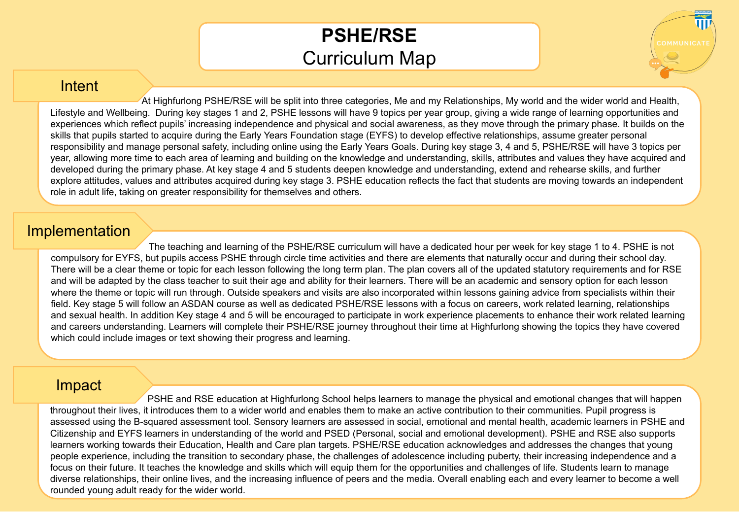# PSHE/RSE
## Curriculum Map

COMMUNICATE

## Intent

At Highfurlong PSHE/RSE will be split into three categories, Me and my Relationships, My world and the wider world and Health, Lifestyle and Wellbeing.  During key stages 1 and 2, PSHE lessons will have 9 topics per year group, giving a wide range of learning opportunities and experiences which reflect pupils' increasing independence and physical and social awareness, as they move through the primary phase. It builds on the skills that pupils started to acquire during the Early Years Foundation stage (EYFS) to develop effective relationships, assume greater personal responsibility and manage personal safety, including online using the Early Years Goals. During key stage 3, 4 and 5, PSHE/RSE will have 3 topics per year, allowing more time to each area of learning and building on the knowledge and understanding, skills, attributes and values they have acquired and developed during the primary phase. At key stage 4 and 5 students deepen knowledge and understanding, extend and rehearse skills, and further explore attitudes, values and attributes acquired during key stage 3. PSHE education reflects the fact that students are moving towards an independent role in adult life, taking on greater responsibility for themselves and others.

## Implementation

The teaching and learning of the PSHE/RSE curriculum will have a dedicated hour per week for key stage 1 to 4. PSHE is not compulsory for EYFS, but pupils access PSHE through circle time activities and there are elements that naturally occur and during their school day. There will be a clear theme or topic for each lesson following the long term plan. The plan covers all of the updated statutory requirements and for RSE and will be adapted by the class teacher to suit their age and ability for their learners. There will be an academic and sensory option for each lesson where the theme or topic will run through. Outside speakers and visits are also incorporated within lessons gaining advice from specialists within their field. Key stage 5 will follow an ASDAN course as well as dedicated PSHE/RSE lessons with a focus on careers, work related learning, relationships and sexual health. In addition Key stage 4 and 5 will be encouraged to participate in work experience placements to enhance their work related learning and careers understanding. Learners will complete their PSHE/RSE journey throughout their time at Highfurlong showing the topics they have covered which could include images or text showing their progress and learning.

## Impact

PSHE and RSE education at Highfurlong School helps learners to manage the physical and emotional changes that will happen throughout their lives, it introduces them to a wider world and enables them to make an active contribution to their communities. Pupil progress is assessed using the B-squared assessment tool. Sensory learners are assessed in social, emotional and mental health, academic learners in PSHE and Citizenship and EYFS learners in understanding of the world and PSED (Personal, social and emotional development). PSHE and RSE also supports learners working towards their Education, Health and Care plan targets. PSHE/RSE education acknowledges and addresses the changes that young people experience, including the transition to secondary phase, the challenges of adolescence including puberty, their increasing independence and a focus on their future. It teaches the knowledge and skills which will equip them for the opportunities and challenges of life. Students learn to manage diverse relationships, their online lives, and the increasing influence of peers and the media. Overall enabling each and every learner to become a well rounded young adult ready for the wider world.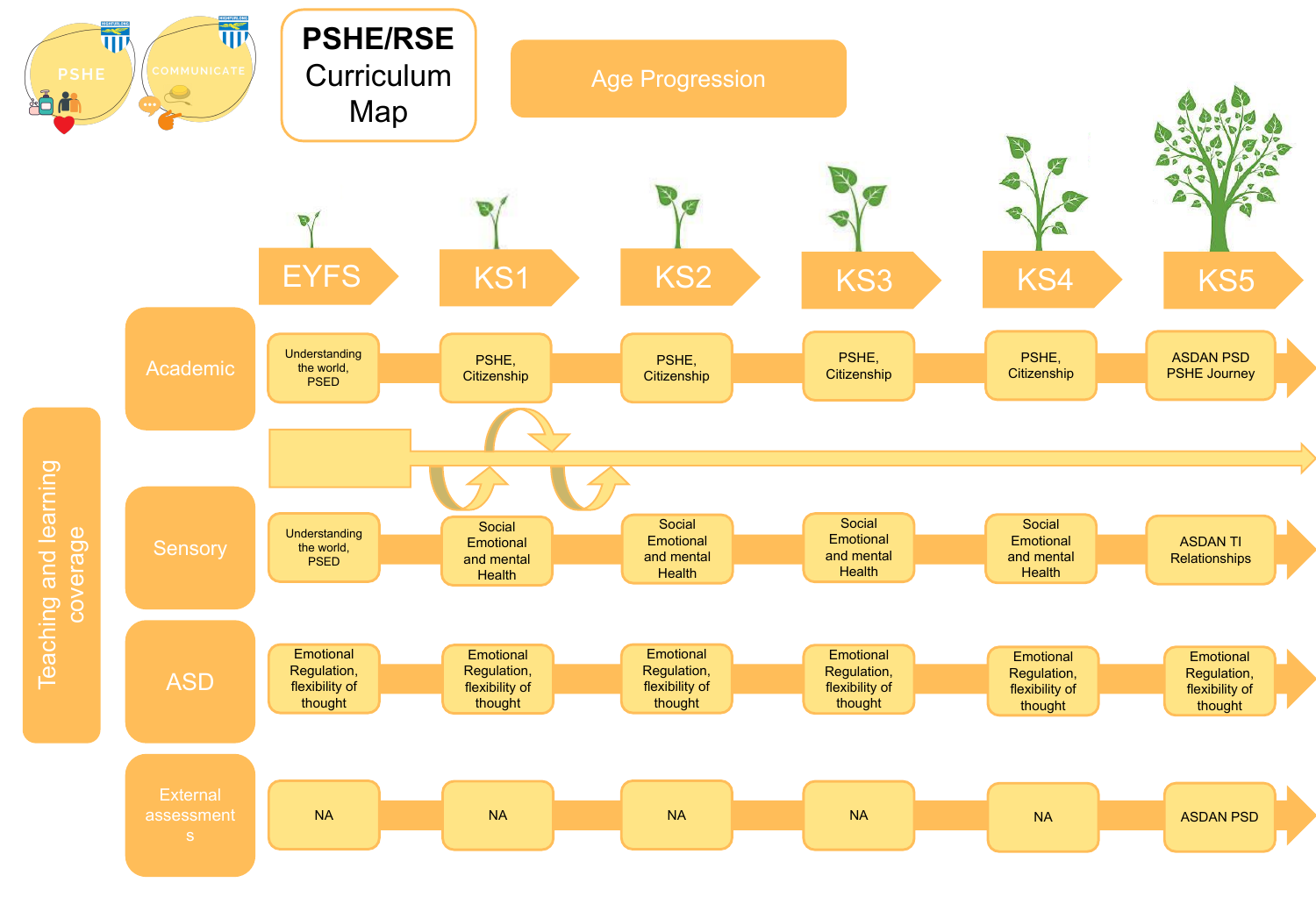# PSHE/RSE Curriculum Map

PSHE

COMMUNICATE

Age Progression

Teaching and learning coverage

| | EYFS | KS1 | KS2 | KS3 | KS4 | KS5 |
|---|---|---|---|---|---|---|
| Academic | Understanding the world, PSED | PSHE, Citizenship | PSHE, Citizenship | PSHE, Citizenship | PSHE, Citizenship | ASDAN PSD PSHE Journey |
| Sensory | Understanding the world, PSED | Social Emotional and mental Health | Social Emotional and mental Health | Social Emotional and mental Health | Social Emotional and mental Health | ASDAN TI Relationships |
| ASD | Emotional Regulation, flexibility of thought | Emotional Regulation, flexibility of thought | Emotional Regulation, flexibility of thought | Emotional Regulation, flexibility of thought | Emotional Regulation, flexibility of thought | Emotional Regulation, flexibility of thought |
| External assessments | NA | NA | NA | NA | NA | ASDAN PSD |